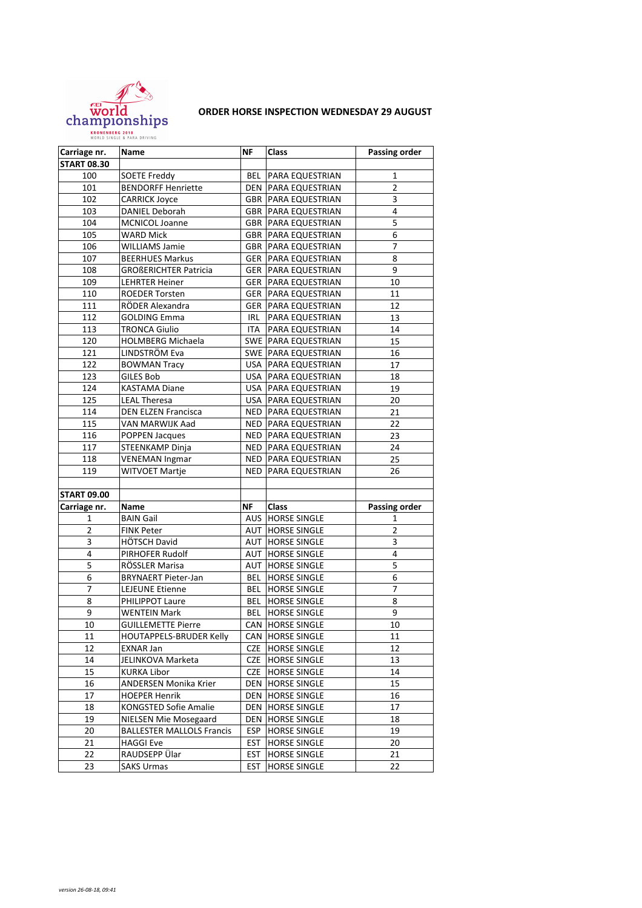# ORDER HORSE INSPECTION WEDNESDAY 29 AUGUST

| Carriage nr. | Name | NF | Class | Passing order |
|---|---|---|---|---|
| **START 08.30** | | | | |
| 100 | SOETE Freddy | BEL | PARA EQUESTRIAN | 1 |
| 101 | BENDORFF Henriette | DEN | PARA EQUESTRIAN | 2 |
| 102 | CARRICK Joyce | GBR | PARA EQUESTRIAN | 3 |
| 103 | DANIEL Deborah | GBR | PARA EQUESTRIAN | 4 |
| 104 | MCNICOL Joanne | GBR | PARA EQUESTRIAN | 5 |
| 105 | WARD Mick | GBR | PARA EQUESTRIAN | 6 |
| 106 | WILLIAMS Jamie | GBR | PARA EQUESTRIAN | 7 |
| 107 | BEERHUES Markus | GER | PARA EQUESTRIAN | 8 |
| 108 | GROßERICHTER Patricia | GER | PARA EQUESTRIAN | 9 |
| 109 | LEHRTER Heiner | GER | PARA EQUESTRIAN | 10 |
| 110 | ROEDER Torsten | GER | PARA EQUESTRIAN | 11 |
| 111 | RÖDER Alexandra | GER | PARA EQUESTRIAN | 12 |
| 112 | GOLDING Emma | IRL | PARA EQUESTRIAN | 13 |
| 113 | TRONCA Giulio | ITA | PARA EQUESTRIAN | 14 |
| 120 | HOLMBERG Michaela | SWE | PARA EQUESTRIAN | 15 |
| 121 | LINDSTRÖM Eva | SWE | PARA EQUESTRIAN | 16 |
| 122 | BOWMAN Tracy | USA | PARA EQUESTRIAN | 17 |
| 123 | GILES Bob | USA | PARA EQUESTRIAN | 18 |
| 124 | KASTAMA Diane | USA | PARA EQUESTRIAN | 19 |
| 125 | LEAL Theresa | USA | PARA EQUESTRIAN | 20 |
| 114 | DEN ELZEN Francisca | NED | PARA EQUESTRIAN | 21 |
| 115 | VAN MARWIJK Aad | NED | PARA EQUESTRIAN | 22 |
| 116 | POPPEN Jacques | NED | PARA EQUESTRIAN | 23 |
| 117 | STEENKAMP Dinja | NED | PARA EQUESTRIAN | 24 |
| 118 | VENEMAN Ingmar | NED | PARA EQUESTRIAN | 25 |
| 119 | WITVOET Martje | NED | PARA EQUESTRIAN | 26 |
| | | | | |
| **START 09.00** | | | | |
| **Carriage nr.** | **Name** | **NF** | **Class** | **Passing order** |
| 1 | BAIN Gail | AUS | HORSE SINGLE | 1 |
| 2 | FINK Peter | AUT | HORSE SINGLE | 2 |
| 3 | HÖTSCH David | AUT | HORSE SINGLE | 3 |
| 4 | PIRHOFER Rudolf | AUT | HORSE SINGLE | 4 |
| 5 | RÖSSLER Marisa | AUT | HORSE SINGLE | 5 |
| 6 | BRYNAERT Pieter-Jan | BEL | HORSE SINGLE | 6 |
| 7 | LEJEUNE Etienne | BEL | HORSE SINGLE | 7 |
| 8 | PHILIPPOT Laure | BEL | HORSE SINGLE | 8 |
| 9 | WENTEIN Mark | BEL | HORSE SINGLE | 9 |
| 10 | GUILLEMETTE Pierre | CAN | HORSE SINGLE | 10 |
| 11 | HOUTAPPELS-BRUDER Kelly | CAN | HORSE SINGLE | 11 |
| 12 | EXNAR Jan | CZE | HORSE SINGLE | 12 |
| 14 | JELINKOVA Marketa | CZE | HORSE SINGLE | 13 |
| 15 | KURKA Libor | CZE | HORSE SINGLE | 14 |
| 16 | ANDERSEN Monika Krier | DEN | HORSE SINGLE | 15 |
| 17 | HOEPER Henrik | DEN | HORSE SINGLE | 16 |
| 18 | KONGSTED Sofie Amalie | DEN | HORSE SINGLE | 17 |
| 19 | NIELSEN Mie Mosegaard | DEN | HORSE SINGLE | 18 |
| 20 | BALLESTER MALLOLS Francis | ESP | HORSE SINGLE | 19 |
| 21 | HAGGI Eve | EST | HORSE SINGLE | 20 |
| 22 | RAUDSEPP Ülar | EST | HORSE SINGLE | 21 |
| 23 | SAKS Urmas | EST | HORSE SINGLE | 22 |

*version 26-08-18, 09:41*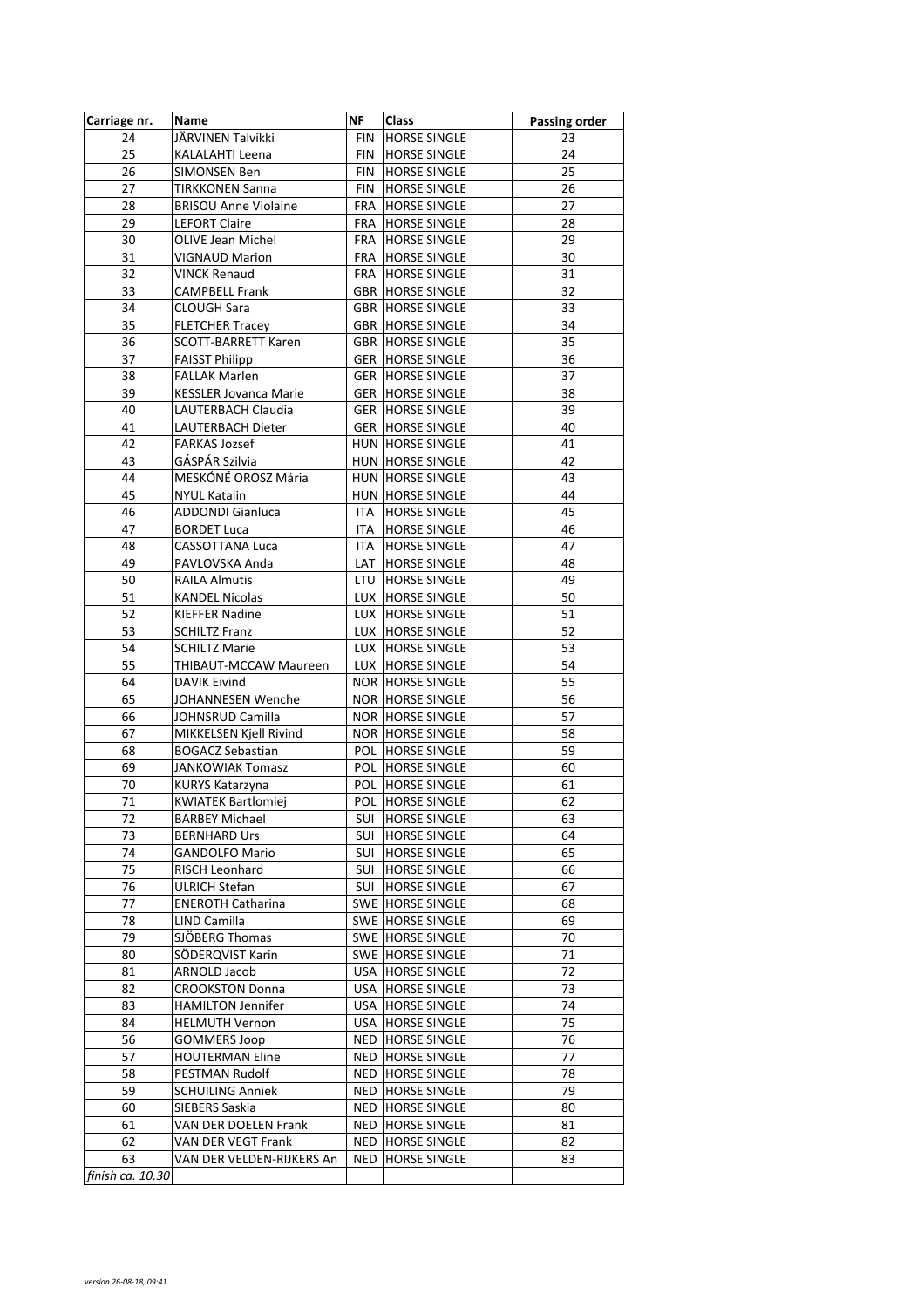| Carriage nr. | Name | NF | Class | Passing order |
|---|---|---|---|---|
| 24 | JÄRVINEN Talvikki | FIN | HORSE SINGLE | 23 |
| 25 | KALALAHTI Leena | FIN | HORSE SINGLE | 24 |
| 26 | SIMONSEN Ben | FIN | HORSE SINGLE | 25 |
| 27 | TIRKKONEN Sanna | FIN | HORSE SINGLE | 26 |
| 28 | BRISOU Anne Violaine | FRA | HORSE SINGLE | 27 |
| 29 | LEFORT Claire | FRA | HORSE SINGLE | 28 |
| 30 | OLIVE Jean Michel | FRA | HORSE SINGLE | 29 |
| 31 | VIGNAUD Marion | FRA | HORSE SINGLE | 30 |
| 32 | VINCK Renaud | FRA | HORSE SINGLE | 31 |
| 33 | CAMPBELL Frank | GBR | HORSE SINGLE | 32 |
| 34 | CLOUGH Sara | GBR | HORSE SINGLE | 33 |
| 35 | FLETCHER Tracey | GBR | HORSE SINGLE | 34 |
| 36 | SCOTT-BARRETT Karen | GBR | HORSE SINGLE | 35 |
| 37 | FAISST Philipp | GER | HORSE SINGLE | 36 |
| 38 | FALLAK Marlen | GER | HORSE SINGLE | 37 |
| 39 | KESSLER Jovanca Marie | GER | HORSE SINGLE | 38 |
| 40 | LAUTERBACH Claudia | GER | HORSE SINGLE | 39 |
| 41 | LAUTERBACH Dieter | GER | HORSE SINGLE | 40 |
| 42 | FARKAS Jozsef | HUN | HORSE SINGLE | 41 |
| 43 | GÁSPÁR Szilvia | HUN | HORSE SINGLE | 42 |
| 44 | MESKÓNÉ OROSZ Mária | HUN | HORSE SINGLE | 43 |
| 45 | NYUL Katalin | HUN | HORSE SINGLE | 44 |
| 46 | ADDONDI Gianluca | ITA | HORSE SINGLE | 45 |
| 47 | BORDET Luca | ITA | HORSE SINGLE | 46 |
| 48 | CASSOTTANA Luca | ITA | HORSE SINGLE | 47 |
| 49 | PAVLOVSKA Anda | LAT | HORSE SINGLE | 48 |
| 50 | RAILA Almutis | LTU | HORSE SINGLE | 49 |
| 51 | KANDEL Nicolas | LUX | HORSE SINGLE | 50 |
| 52 | KIEFFER Nadine | LUX | HORSE SINGLE | 51 |
| 53 | SCHILTZ Franz | LUX | HORSE SINGLE | 52 |
| 54 | SCHILTZ Marie | LUX | HORSE SINGLE | 53 |
| 55 | THIBAUT-MCCAW Maureen | LUX | HORSE SINGLE | 54 |
| 64 | DAVIK Eivind | NOR | HORSE SINGLE | 55 |
| 65 | JOHANNESEN Wenche | NOR | HORSE SINGLE | 56 |
| 66 | JOHNSRUD Camilla | NOR | HORSE SINGLE | 57 |
| 67 | MIKKELSEN Kjell Rivind | NOR | HORSE SINGLE | 58 |
| 68 | BOGACZ Sebastian | POL | HORSE SINGLE | 59 |
| 69 | JANKOWIAK Tomasz | POL | HORSE SINGLE | 60 |
| 70 | KURYS Katarzyna | POL | HORSE SINGLE | 61 |
| 71 | KWIATEK Bartlomiej | POL | HORSE SINGLE | 62 |
| 72 | BARBEY Michael | SUI | HORSE SINGLE | 63 |
| 73 | BERNHARD Urs | SUI | HORSE SINGLE | 64 |
| 74 | GANDOLFO Mario | SUI | HORSE SINGLE | 65 |
| 75 | RISCH Leonhard | SUI | HORSE SINGLE | 66 |
| 76 | ULRICH Stefan | SUI | HORSE SINGLE | 67 |
| 77 | ENEROTH Catharina | SWE | HORSE SINGLE | 68 |
| 78 | LIND Camilla | SWE | HORSE SINGLE | 69 |
| 79 | SJÖBERG Thomas | SWE | HORSE SINGLE | 70 |
| 80 | SÖDERQVIST Karin | SWE | HORSE SINGLE | 71 |
| 81 | ARNOLD Jacob | USA | HORSE SINGLE | 72 |
| 82 | CROOKSTON Donna | USA | HORSE SINGLE | 73 |
| 83 | HAMILTON Jennifer | USA | HORSE SINGLE | 74 |
| 84 | HELMUTH Vernon | USA | HORSE SINGLE | 75 |
| 56 | GOMMERS Joop | NED | HORSE SINGLE | 76 |
| 57 | HOUTERMAN Eline | NED | HORSE SINGLE | 77 |
| 58 | PESTMAN Rudolf | NED | HORSE SINGLE | 78 |
| 59 | SCHUILING Anniek | NED | HORSE SINGLE | 79 |
| 60 | SIEBERS Saskia | NED | HORSE SINGLE | 80 |
| 61 | VAN DER DOELEN Frank | NED | HORSE SINGLE | 81 |
| 62 | VAN DER VEGT Frank | NED | HORSE SINGLE | 82 |
| 63 | VAN DER VELDEN-RIJKERS An | NED | HORSE SINGLE | 83 |
| *finish ca. 10.30* | | | | |

*version 26-08-18, 09:41*